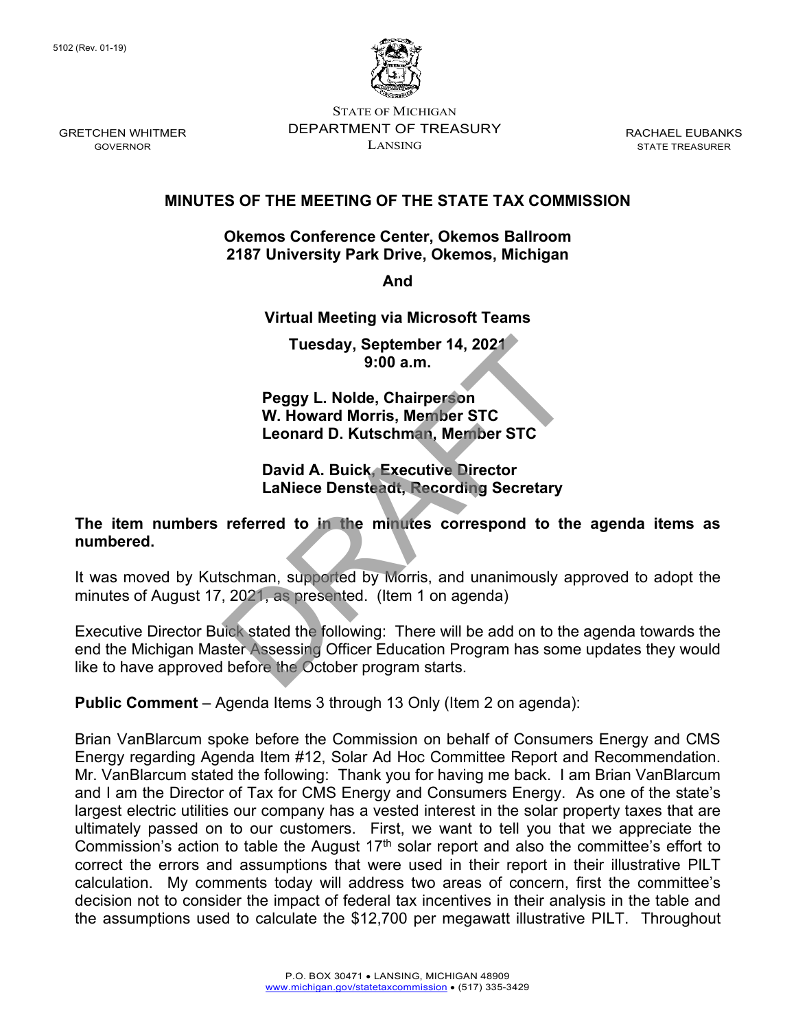5102 (Rev. 01-19)

STATE OF MICHIGAN
DEPARTMENT OF TREASURY
LANSING

GRETCHEN WHITMER
GOVERNOR

RACHAEL EUBANKS
STATE TREASURER

# MINUTES OF THE MEETING OF THE STATE TAX COMMISSION

**Okemos Conference Center, Okemos Ballroom**
**2187 University Park Drive, Okemos, Michigan**

**And**

**Virtual Meeting via Microsoft Teams**

**Tuesday, September 14, 2021**
**9:00 a.m.**

**Peggy L. Nolde, Chairperson**
**W. Howard Morris, Member STC**
**Leonard D. Kutschman, Member STC**

**David A. Buick, Executive Director**
**LaNiece Densteadt, Recording Secretary**

DRAFT

**The item numbers referred to in the minutes correspond to the agenda items as numbered.**

It was moved by Kutschman, supported by Morris, and unanimously approved to adopt the minutes of August 17, 2021, as presented. (Item 1 on agenda)

Executive Director Buick stated the following: There will be add on to the agenda towards the end the Michigan Master Assessing Officer Education Program has some updates they would like to have approved before the October program starts.

**Public Comment** – Agenda Items 3 through 13 Only (Item 2 on agenda):

Brian VanBlarcum spoke before the Commission on behalf of Consumers Energy and CMS Energy regarding Agenda Item #12, Solar Ad Hoc Committee Report and Recommendation. Mr. VanBlarcum stated the following: Thank you for having me back. I am Brian VanBlarcum and I am the Director of Tax for CMS Energy and Consumers Energy. As one of the state's largest electric utilities our company has a vested interest in the solar property taxes that are ultimately passed on to our customers. First, we want to tell you that we appreciate the Commission's action to table the August 17th solar report and also the committee's effort to correct the errors and assumptions that were used in their report in their illustrative PILT calculation. My comments today will address two areas of concern, first the committee's decision not to consider the impact of federal tax incentives in their analysis in the table and the assumptions used to calculate the $12,700 per megawatt illustrative PILT. Throughout

P.O. BOX 30471 • LANSING, MICHIGAN 48909
www.michigan.gov/statetaxcommission • (517) 335-3429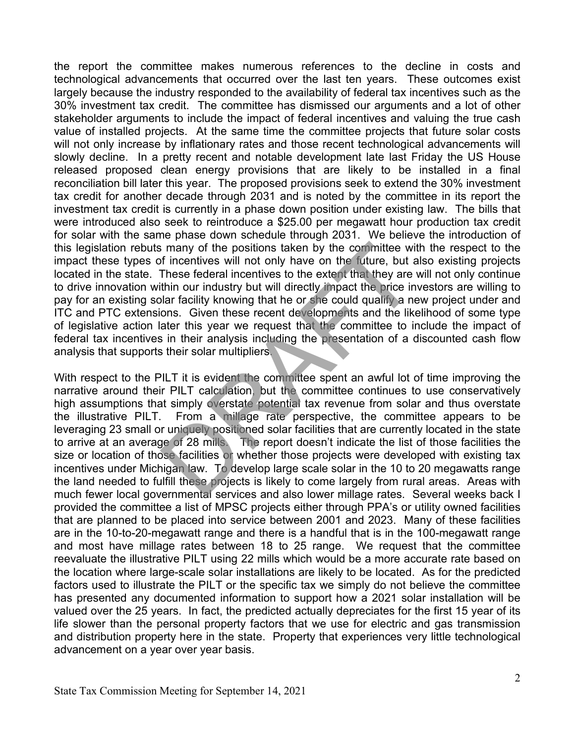the report the committee makes numerous references to the decline in costs and technological advancements that occurred over the last ten years. These outcomes exist largely because the industry responded to the availability of federal tax incentives such as the 30% investment tax credit. The committee has dismissed our arguments and a lot of other stakeholder arguments to include the impact of federal incentives and valuing the true cash value of installed projects. At the same time the committee projects that future solar costs will not only increase by inflationary rates and those recent technological advancements will slowly decline. In a pretty recent and notable development late last Friday the US House released proposed clean energy provisions that are likely to be installed in a final reconciliation bill later this year. The proposed provisions seek to extend the 30% investment tax credit for another decade through 2031 and is noted by the committee in its report the investment tax credit is currently in a phase down position under existing law. The bills that were introduced also seek to reintroduce a $25.00 per megawatt hour production tax credit for solar with the same phase down schedule through 2031. We believe the introduction of this legislation rebuts many of the positions taken by the committee with the respect to the impact these types of incentives will not only have on the future, but also existing projects located in the state. These federal incentives to the extent that they are will not only continue to drive innovation within our industry but will directly impact the price investors are willing to pay for an existing solar facility knowing that he or she could qualify a new project under and ITC and PTC extensions. Given these recent developments and the likelihood of some type of legislative action later this year we request that the committee to include the impact of federal tax incentives in their analysis including the presentation of a discounted cash flow analysis that supports their solar multipliers.

With respect to the PILT it is evident the committee spent an awful lot of time improving the narrative around their PILT calculation, but the committee continues to use conservatively high assumptions that simply overstate potential tax revenue from solar and thus overstate the illustrative PILT. From a millage rate perspective, the committee appears to be leveraging 23 small or uniquely positioned solar facilities that are currently located in the state to arrive at an average of 28 mills. The report doesn't indicate the list of those facilities the size or location of those facilities or whether those projects were developed with existing tax incentives under Michigan law. To develop large scale solar in the 10 to 20 megawatts range the land needed to fulfill these projects is likely to come largely from rural areas. Areas with much fewer local governmental services and also lower millage rates. Several weeks back I provided the committee a list of MPSC projects either through PPA's or utility owned facilities that are planned to be placed into service between 2001 and 2023. Many of these facilities are in the 10-to-20-megawatt range and there is a handful that is in the 100-megawatt range and most have millage rates between 18 to 25 range. We request that the committee reevaluate the illustrative PILT using 22 mills which would be a more accurate rate based on the location where large-scale solar installations are likely to be located. As for the predicted factors used to illustrate the PILT or the specific tax we simply do not believe the committee has presented any documented information to support how a 2021 solar installation will be valued over the 25 years. In fact, the predicted actually depreciates for the first 15 year of its life slower than the personal property factors that we use for electric and gas transmission and distribution property here in the state. Property that experiences very little technological advancement on a year over year basis.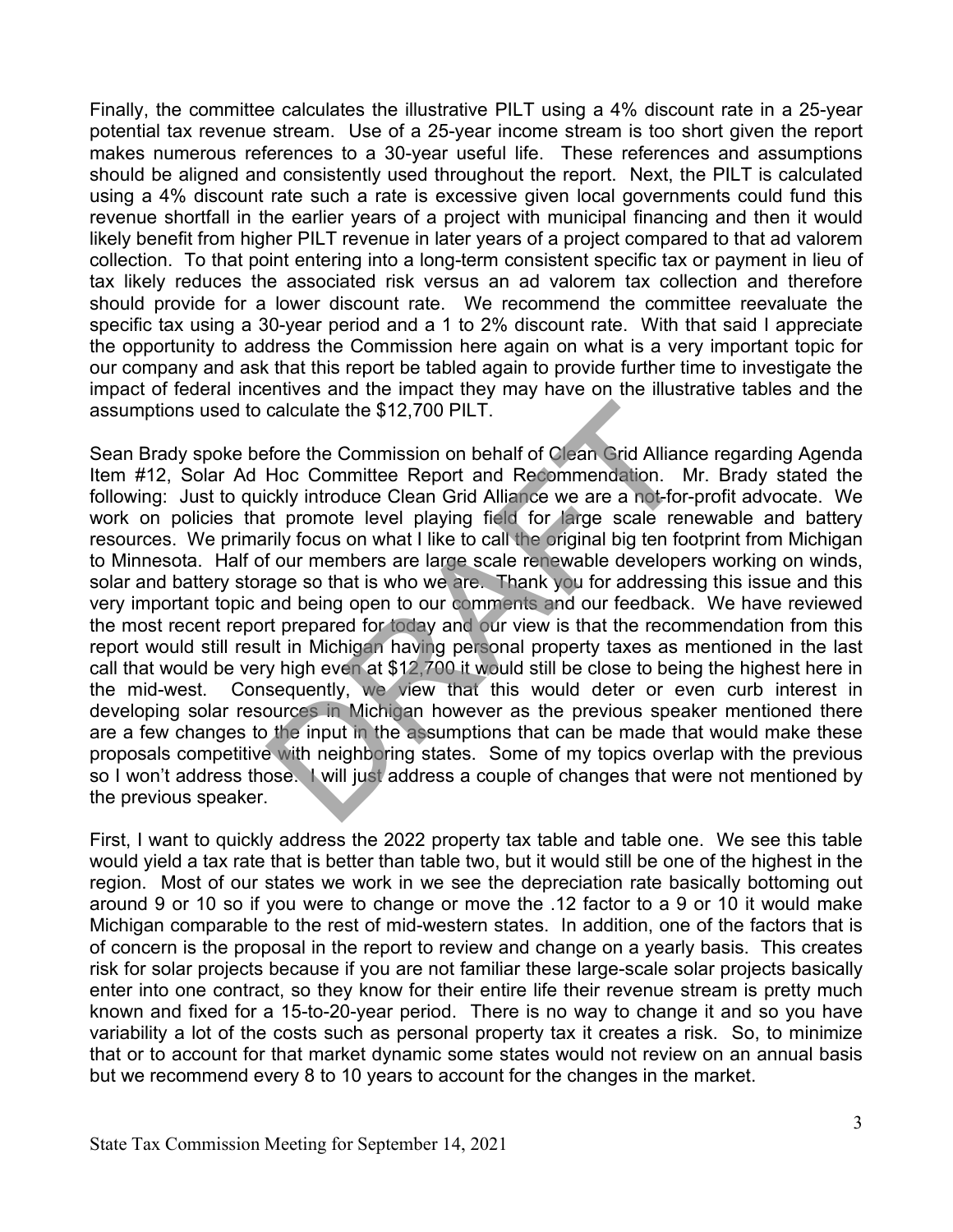Finally, the committee calculates the illustrative PILT using a 4% discount rate in a 25-year potential tax revenue stream. Use of a 25-year income stream is too short given the report makes numerous references to a 30-year useful life. These references and assumptions should be aligned and consistently used throughout the report. Next, the PILT is calculated using a 4% discount rate such a rate is excessive given local governments could fund this revenue shortfall in the earlier years of a project with municipal financing and then it would likely benefit from higher PILT revenue in later years of a project compared to that ad valorem collection. To that point entering into a long-term consistent specific tax or payment in lieu of tax likely reduces the associated risk versus an ad valorem tax collection and therefore should provide for a lower discount rate. We recommend the committee reevaluate the specific tax using a 30-year period and a 1 to 2% discount rate. With that said I appreciate the opportunity to address the Commission here again on what is a very important topic for our company and ask that this report be tabled again to provide further time to investigate the impact of federal incentives and the impact they may have on the illustrative tables and the assumptions used to calculate the $12,700 PILT.

Sean Brady spoke before the Commission on behalf of Clean Grid Alliance regarding Agenda Item #12, Solar Ad Hoc Committee Report and Recommendation. Mr. Brady stated the following: Just to quickly introduce Clean Grid Alliance we are a not-for-profit advocate. We work on policies that promote level playing field for large scale renewable and battery resources. We primarily focus on what I like to call the original big ten footprint from Michigan to Minnesota. Half of our members are large scale renewable developers working on winds, solar and battery storage so that is who we are. Thank you for addressing this issue and this very important topic and being open to our comments and our feedback. We have reviewed the most recent report prepared for today and our view is that the recommendation from this report would still result in Michigan having personal property taxes as mentioned in the last call that would be very high even at $12,700 it would still be close to being the highest here in the mid-west. Consequently, we view that this would deter or even curb interest in developing solar resources in Michigan however as the previous speaker mentioned there are a few changes to the input in the assumptions that can be made that would make these proposals competitive with neighboring states. Some of my topics overlap with the previous so I won't address those. I will just address a couple of changes that were not mentioned by the previous speaker.

First, I want to quickly address the 2022 property tax table and table one. We see this table would yield a tax rate that is better than table two, but it would still be one of the highest in the region. Most of our states we work in we see the depreciation rate basically bottoming out around 9 or 10 so if you were to change or move the .12 factor to a 9 or 10 it would make Michigan comparable to the rest of mid-western states. In addition, one of the factors that is of concern is the proposal in the report to review and change on a yearly basis. This creates risk for solar projects because if you are not familiar these large-scale solar projects basically enter into one contract, so they know for their entire life their revenue stream is pretty much known and fixed for a 15-to-20-year period. There is no way to change it and so you have variability a lot of the costs such as personal property tax it creates a risk. So, to minimize that or to account for that market dynamic some states would not review on an annual basis but we recommend every 8 to 10 years to account for the changes in the market.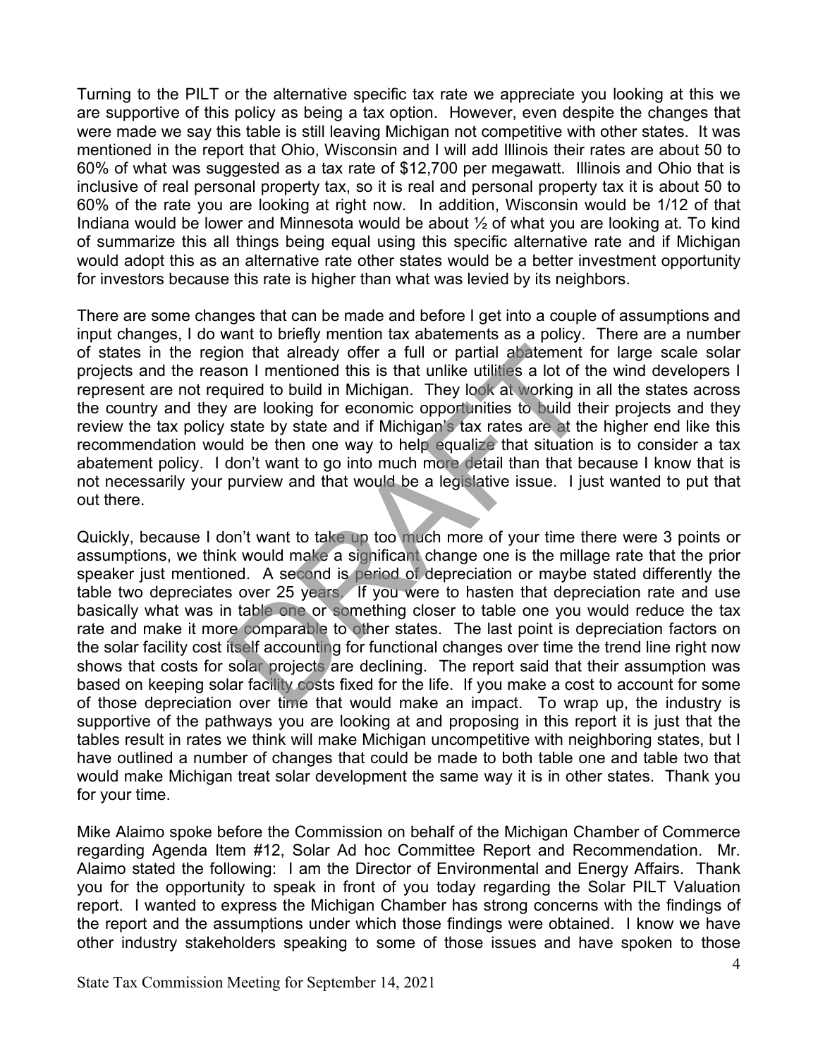Turning to the PILT or the alternative specific tax rate we appreciate you looking at this we are supportive of this policy as being a tax option. However, even despite the changes that were made we say this table is still leaving Michigan not competitive with other states. It was mentioned in the report that Ohio, Wisconsin and I will add Illinois their rates are about 50 to 60% of what was suggested as a tax rate of $12,700 per megawatt. Illinois and Ohio that is inclusive of real personal property tax, so it is real and personal property tax it is about 50 to 60% of the rate you are looking at right now. In addition, Wisconsin would be 1/12 of that Indiana would be lower and Minnesota would be about ½ of what you are looking at. To kind of summarize this all things being equal using this specific alternative rate and if Michigan would adopt this as an alternative rate other states would be a better investment opportunity for investors because this rate is higher than what was levied by its neighbors.

There are some changes that can be made and before I get into a couple of assumptions and input changes, I do want to briefly mention tax abatements as a policy. There are a number of states in the region that already offer a full or partial abatement for large scale solar projects and the reason I mentioned this is that unlike utilities a lot of the wind developers I represent are not required to build in Michigan. They look at working in all the states across the country and they are looking for economic opportunities to build their projects and they review the tax policy state by state and if Michigan's tax rates are at the higher end like this recommendation would be then one way to help equalize that situation is to consider a tax abatement policy. I don't want to go into much more detail than that because I know that is not necessarily your purview and that would be a legislative issue. I just wanted to put that out there.

Quickly, because I don't want to take up too much more of your time there were 3 points or assumptions, we think would make a significant change one is the millage rate that the prior speaker just mentioned. A second is period of depreciation or maybe stated differently the table two depreciates over 25 years. If you were to hasten that depreciation rate and use basically what was in table one or something closer to table one you would reduce the tax rate and make it more comparable to other states. The last point is depreciation factors on the solar facility cost itself accounting for functional changes over time the trend line right now shows that costs for solar projects are declining. The report said that their assumption was based on keeping solar facility costs fixed for the life. If you make a cost to account for some of those depreciation over time that would make an impact. To wrap up, the industry is supportive of the pathways you are looking at and proposing in this report it is just that the tables result in rates we think will make Michigan uncompetitive with neighboring states, but I have outlined a number of changes that could be made to both table one and table two that would make Michigan treat solar development the same way it is in other states. Thank you for your time.

Mike Alaimo spoke before the Commission on behalf of the Michigan Chamber of Commerce regarding Agenda Item #12, Solar Ad hoc Committee Report and Recommendation. Mr. Alaimo stated the following: I am the Director of Environmental and Energy Affairs. Thank you for the opportunity to speak in front of you today regarding the Solar PILT Valuation report. I wanted to express the Michigan Chamber has strong concerns with the findings of the report and the assumptions under which those findings were obtained. I know we have other industry stakeholders speaking to some of those issues and have spoken to those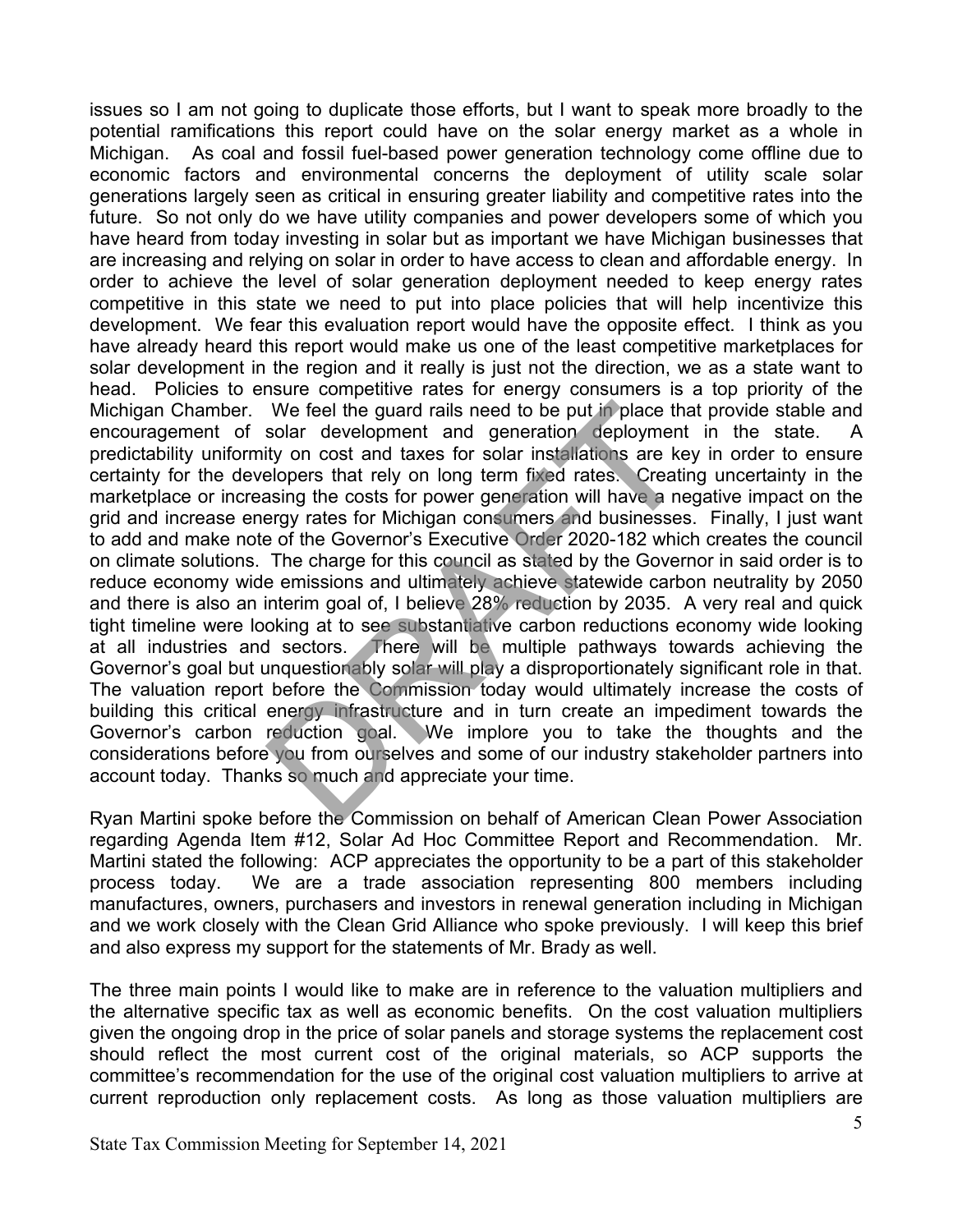issues so I am not going to duplicate those efforts, but I want to speak more broadly to the potential ramifications this report could have on the solar energy market as a whole in Michigan. As coal and fossil fuel-based power generation technology come offline due to economic factors and environmental concerns the deployment of utility scale solar generations largely seen as critical in ensuring greater liability and competitive rates into the future. So not only do we have utility companies and power developers some of which you have heard from today investing in solar but as important we have Michigan businesses that are increasing and relying on solar in order to have access to clean and affordable energy. In order to achieve the level of solar generation deployment needed to keep energy rates competitive in this state we need to put into place policies that will help incentivize this development. We fear this evaluation report would have the opposite effect. I think as you have already heard this report would make us one of the least competitive marketplaces for solar development in the region and it really is just not the direction, we as a state want to head. Policies to ensure competitive rates for energy consumers is a top priority of the Michigan Chamber. We feel the guard rails need to be put in place that provide stable and encouragement of solar development and generation deployment in the state. A predictability uniformity on cost and taxes for solar installations are key in order to ensure certainty for the developers that rely on long term fixed rates. Creating uncertainty in the marketplace or increasing the costs for power generation will have a negative impact on the grid and increase energy rates for Michigan consumers and businesses. Finally, I just want to add and make note of the Governor's Executive Order 2020-182 which creates the council on climate solutions. The charge for this council as stated by the Governor in said order is to reduce economy wide emissions and ultimately achieve statewide carbon neutrality by 2050 and there is also an interim goal of, I believe 28% reduction by 2035. A very real and quick tight timeline were looking at to see substantiative carbon reductions economy wide looking at all industries and sectors. There will be multiple pathways towards achieving the Governor's goal but unquestionably solar will play a disproportionately significant role in that. The valuation report before the Commission today would ultimately increase the costs of building this critical energy infrastructure and in turn create an impediment towards the Governor's carbon reduction goal. We implore you to take the thoughts and the considerations before you from ourselves and some of our industry stakeholder partners into account today. Thanks so much and appreciate your time.

Ryan Martini spoke before the Commission on behalf of American Clean Power Association regarding Agenda Item #12, Solar Ad Hoc Committee Report and Recommendation. Mr. Martini stated the following: ACP appreciates the opportunity to be a part of this stakeholder process today. We are a trade association representing 800 members including manufactures, owners, purchasers and investors in renewal generation including in Michigan and we work closely with the Clean Grid Alliance who spoke previously. I will keep this brief and also express my support for the statements of Mr. Brady as well.

The three main points I would like to make are in reference to the valuation multipliers and the alternative specific tax as well as economic benefits. On the cost valuation multipliers given the ongoing drop in the price of solar panels and storage systems the replacement cost should reflect the most current cost of the original materials, so ACP supports the committee's recommendation for the use of the original cost valuation multipliers to arrive at current reproduction only replacement costs. As long as those valuation multipliers are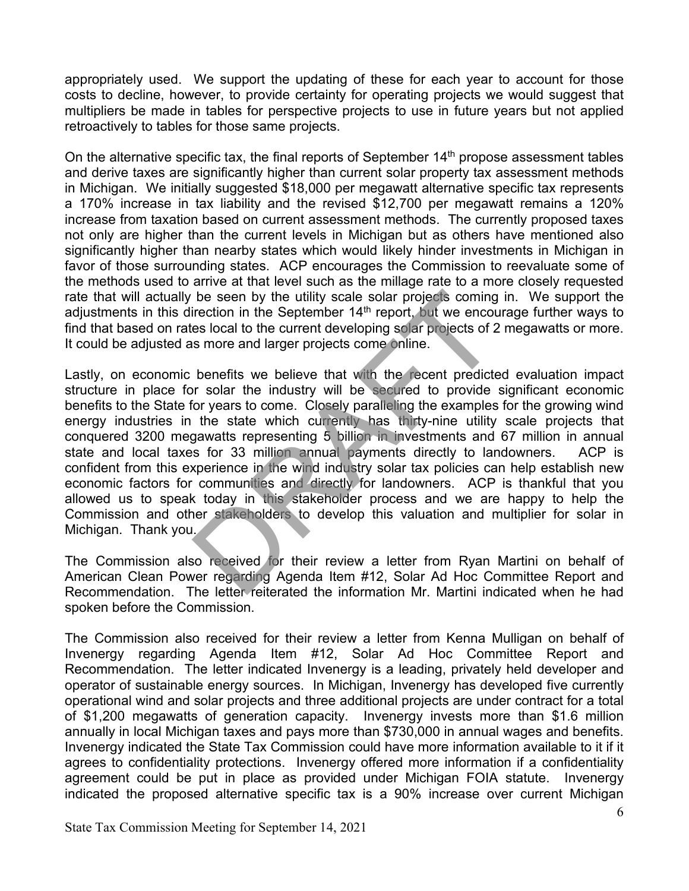appropriately used. We support the updating of these for each year to account for those costs to decline, however, to provide certainty for operating projects we would suggest that multipliers be made in tables for perspective projects to use in future years but not applied retroactively to tables for those same projects.

On the alternative specific tax, the final reports of September 14th propose assessment tables and derive taxes are significantly higher than current solar property tax assessment methods in Michigan. We initially suggested $18,000 per megawatt alternative specific tax represents a 170% increase in tax liability and the revised $12,700 per megawatt remains a 120% increase from taxation based on current assessment methods. The currently proposed taxes not only are higher than the current levels in Michigan but as others have mentioned also significantly higher than nearby states which would likely hinder investments in Michigan in favor of those surrounding states. ACP encourages the Commission to reevaluate some of the methods used to arrive at that level such as the millage rate to a more closely requested rate that will actually be seen by the utility scale solar projects coming in. We support the adjustments in this direction in the September 14th report, but we encourage further ways to find that based on rates local to the current developing solar projects of 2 megawatts or more. It could be adjusted as more and larger projects come online.

Lastly, on economic benefits we believe that with the recent predicted evaluation impact structure in place for solar the industry will be secured to provide significant economic benefits to the State for years to come. Closely paralleling the examples for the growing wind energy industries in the state which currently has thirty-nine utility scale projects that conquered 3200 megawatts representing 5 billion in investments and 67 million in annual state and local taxes for 33 million annual payments directly to landowners. ACP is confident from this experience in the wind industry solar tax policies can help establish new economic factors for communities and directly for landowners. ACP is thankful that you allowed us to speak today in this stakeholder process and we are happy to help the Commission and other stakeholders to develop this valuation and multiplier for solar in Michigan. Thank you.

The Commission also received for their review a letter from Ryan Martini on behalf of American Clean Power regarding Agenda Item #12, Solar Ad Hoc Committee Report and Recommendation. The letter reiterated the information Mr. Martini indicated when he had spoken before the Commission.

The Commission also received for their review a letter from Kenna Mulligan on behalf of Invenergy regarding Agenda Item #12, Solar Ad Hoc Committee Report and Recommendation. The letter indicated Invenergy is a leading, privately held developer and operator of sustainable energy sources. In Michigan, Invenergy has developed five currently operational wind and solar projects and three additional projects are under contract for a total of $1,200 megawatts of generation capacity. Invenergy invests more than $1.6 million annually in local Michigan taxes and pays more than $730,000 in annual wages and benefits. Invenergy indicated the State Tax Commission could have more information available to it if it agrees to confidentiality protections. Invenergy offered more information if a confidentiality agreement could be put in place as provided under Michigan FOIA statute. Invenergy indicated the proposed alternative specific tax is a 90% increase over current Michigan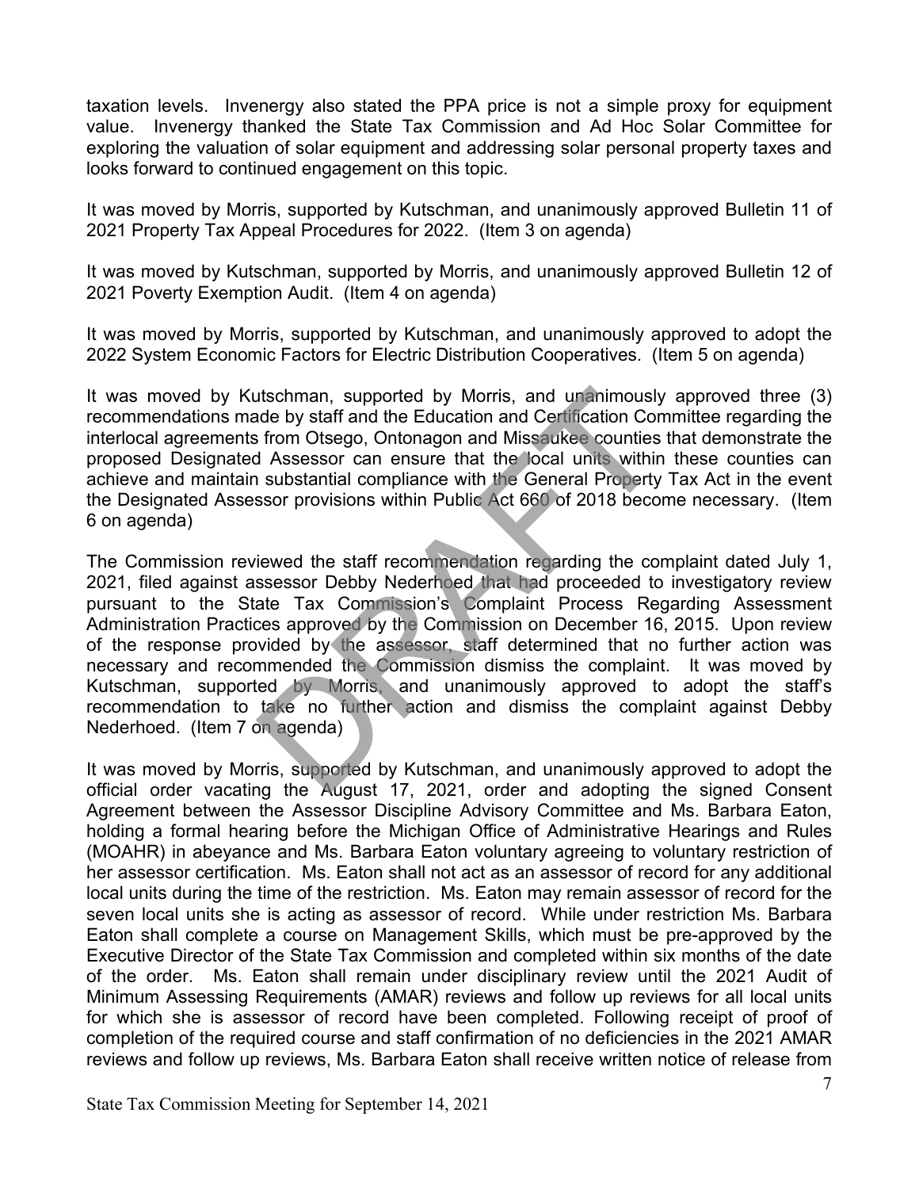taxation levels. Invenergy also stated the PPA price is not a simple proxy for equipment value. Invenergy thanked the State Tax Commission and Ad Hoc Solar Committee for exploring the valuation of solar equipment and addressing solar personal property taxes and looks forward to continued engagement on this topic.

It was moved by Morris, supported by Kutschman, and unanimously approved Bulletin 11 of 2021 Property Tax Appeal Procedures for 2022. (Item 3 on agenda)

It was moved by Kutschman, supported by Morris, and unanimously approved Bulletin 12 of 2021 Poverty Exemption Audit. (Item 4 on agenda)

It was moved by Morris, supported by Kutschman, and unanimously approved to adopt the 2022 System Economic Factors for Electric Distribution Cooperatives. (Item 5 on agenda)

It was moved by Kutschman, supported by Morris, and unanimously approved three (3) recommendations made by staff and the Education and Certification Committee regarding the interlocal agreements from Otsego, Ontonagon and Missaukee counties that demonstrate the proposed Designated Assessor can ensure that the local units within these counties can achieve and maintain substantial compliance with the General Property Tax Act in the event the Designated Assessor provisions within Public Act 660 of 2018 become necessary. (Item 6 on agenda)

The Commission reviewed the staff recommendation regarding the complaint dated July 1, 2021, filed against assessor Debby Nederhoed that had proceeded to investigatory review pursuant to the State Tax Commission's Complaint Process Regarding Assessment Administration Practices approved by the Commission on December 16, 2015. Upon review of the response provided by the assessor, staff determined that no further action was necessary and recommended the Commission dismiss the complaint. It was moved by Kutschman, supported by Morris, and unanimously approved to adopt the staff's recommendation to take no further action and dismiss the complaint against Debby Nederhoed. (Item 7 on agenda)

It was moved by Morris, supported by Kutschman, and unanimously approved to adopt the official order vacating the August 17, 2021, order and adopting the signed Consent Agreement between the Assessor Discipline Advisory Committee and Ms. Barbara Eaton, holding a formal hearing before the Michigan Office of Administrative Hearings and Rules (MOAHR) in abeyance and Ms. Barbara Eaton voluntary agreeing to voluntary restriction of her assessor certification. Ms. Eaton shall not act as an assessor of record for any additional local units during the time of the restriction. Ms. Eaton may remain assessor of record for the seven local units she is acting as assessor of record. While under restriction Ms. Barbara Eaton shall complete a course on Management Skills, which must be pre-approved by the Executive Director of the State Tax Commission and completed within six months of the date of the order. Ms. Eaton shall remain under disciplinary review until the 2021 Audit of Minimum Assessing Requirements (AMAR) reviews and follow up reviews for all local units for which she is assessor of record have been completed. Following receipt of proof of completion of the required course and staff confirmation of no deficiencies in the 2021 AMAR reviews and follow up reviews, Ms. Barbara Eaton shall receive written notice of release from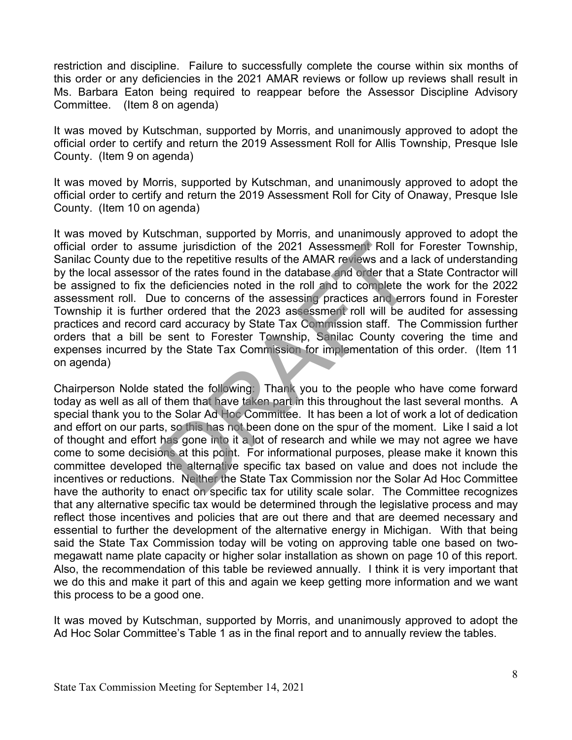restriction and discipline. Failure to successfully complete the course within six months of this order or any deficiencies in the 2021 AMAR reviews or follow up reviews shall result in Ms. Barbara Eaton being required to reappear before the Assessor Discipline Advisory Committee. (Item 8 on agenda)

It was moved by Kutschman, supported by Morris, and unanimously approved to adopt the official order to certify and return the 2019 Assessment Roll for Allis Township, Presque Isle County. (Item 9 on agenda)

It was moved by Morris, supported by Kutschman, and unanimously approved to adopt the official order to certify and return the 2019 Assessment Roll for City of Onaway, Presque Isle County. (Item 10 on agenda)

It was moved by Kutschman, supported by Morris, and unanimously approved to adopt the official order to assume jurisdiction of the 2021 Assessment Roll for Forester Township, Sanilac County due to the repetitive results of the AMAR reviews and a lack of understanding by the local assessor of the rates found in the database and order that a State Contractor will be assigned to fix the deficiencies noted in the roll and to complete the work for the 2022 assessment roll. Due to concerns of the assessing practices and errors found in Forester Township it is further ordered that the 2023 assessment roll will be audited for assessing practices and record card accuracy by State Tax Commission staff. The Commission further orders that a bill be sent to Forester Township, Sanilac County covering the time and expenses incurred by the State Tax Commission for implementation of this order. (Item 11 on agenda)

Chairperson Nolde stated the following: Thank you to the people who have come forward today as well as all of them that have taken part in this throughout the last several months. A special thank you to the Solar Ad Hoc Committee. It has been a lot of work a lot of dedication and effort on our parts, so this has not been done on the spur of the moment. Like I said a lot of thought and effort has gone into it a lot of research and while we may not agree we have come to some decisions at this point. For informational purposes, please make it known this committee developed the alternative specific tax based on value and does not include the incentives or reductions. Neither the State Tax Commission nor the Solar Ad Hoc Committee have the authority to enact on specific tax for utility scale solar. The Committee recognizes that any alternative specific tax would be determined through the legislative process and may reflect those incentives and policies that are out there and that are deemed necessary and essential to further the development of the alternative energy in Michigan. With that being said the State Tax Commission today will be voting on approving table one based on two-megawatt name plate capacity or higher solar installation as shown on page 10 of this report. Also, the recommendation of this table be reviewed annually. I think it is very important that we do this and make it part of this and again we keep getting more information and we want this process to be a good one.

It was moved by Kutschman, supported by Morris, and unanimously approved to adopt the Ad Hoc Solar Committee's Table 1 as in the final report and to annually review the tables.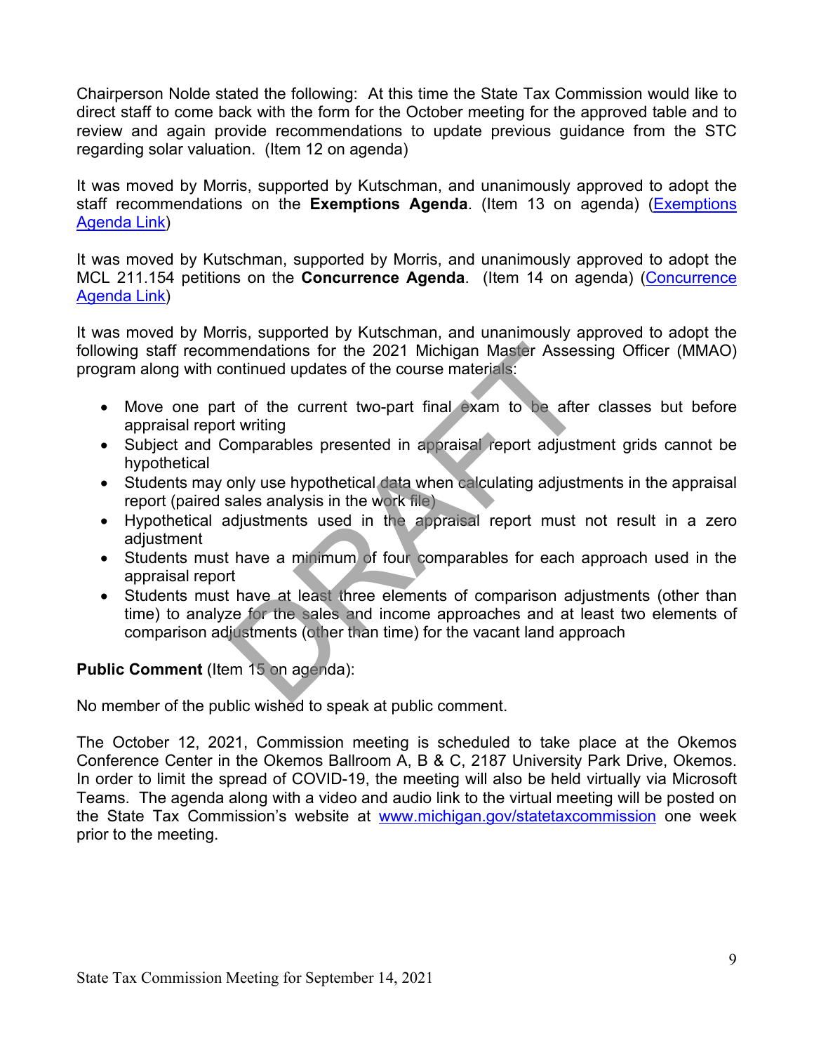Chairperson Nolde stated the following: At this time the State Tax Commission would like to direct staff to come back with the form for the October meeting for the approved table and to review and again provide recommendations to update previous guidance from the STC regarding solar valuation. (Item 12 on agenda)

It was moved by Morris, supported by Kutschman, and unanimously approved to adopt the staff recommendations on the **Exemptions Agenda**. (Item 13 on agenda) (Exemptions Agenda Link)

It was moved by Kutschman, supported by Morris, and unanimously approved to adopt the MCL 211.154 petitions on the **Concurrence Agenda**. (Item 14 on agenda) (Concurrence Agenda Link)

It was moved by Morris, supported by Kutschman, and unanimously approved to adopt the following staff recommendations for the 2021 Michigan Master Assessing Officer (MMAO) program along with continued updates of the course materials:

- Move one part of the current two-part final exam to be after classes but before appraisal report writing
- Subject and Comparables presented in appraisal report adjustment grids cannot be hypothetical
- Students may only use hypothetical data when calculating adjustments in the appraisal report (paired sales analysis in the work file)
- Hypothetical adjustments used in the appraisal report must not result in a zero adjustment
- Students must have a minimum of four comparables for each approach used in the appraisal report
- Students must have at least three elements of comparison adjustments (other than time) to analyze for the sales and income approaches and at least two elements of comparison adjustments (other than time) for the vacant land approach

**Public Comment** (Item 15 on agenda):

No member of the public wished to speak at public comment.

The October 12, 2021, Commission meeting is scheduled to take place at the Okemos Conference Center in the Okemos Ballroom A, B & C, 2187 University Park Drive, Okemos. In order to limit the spread of COVID-19, the meeting will also be held virtually via Microsoft Teams. The agenda along with a video and audio link to the virtual meeting will be posted on the State Tax Commission's website at www.michigan.gov/statetaxcommission one week prior to the meeting.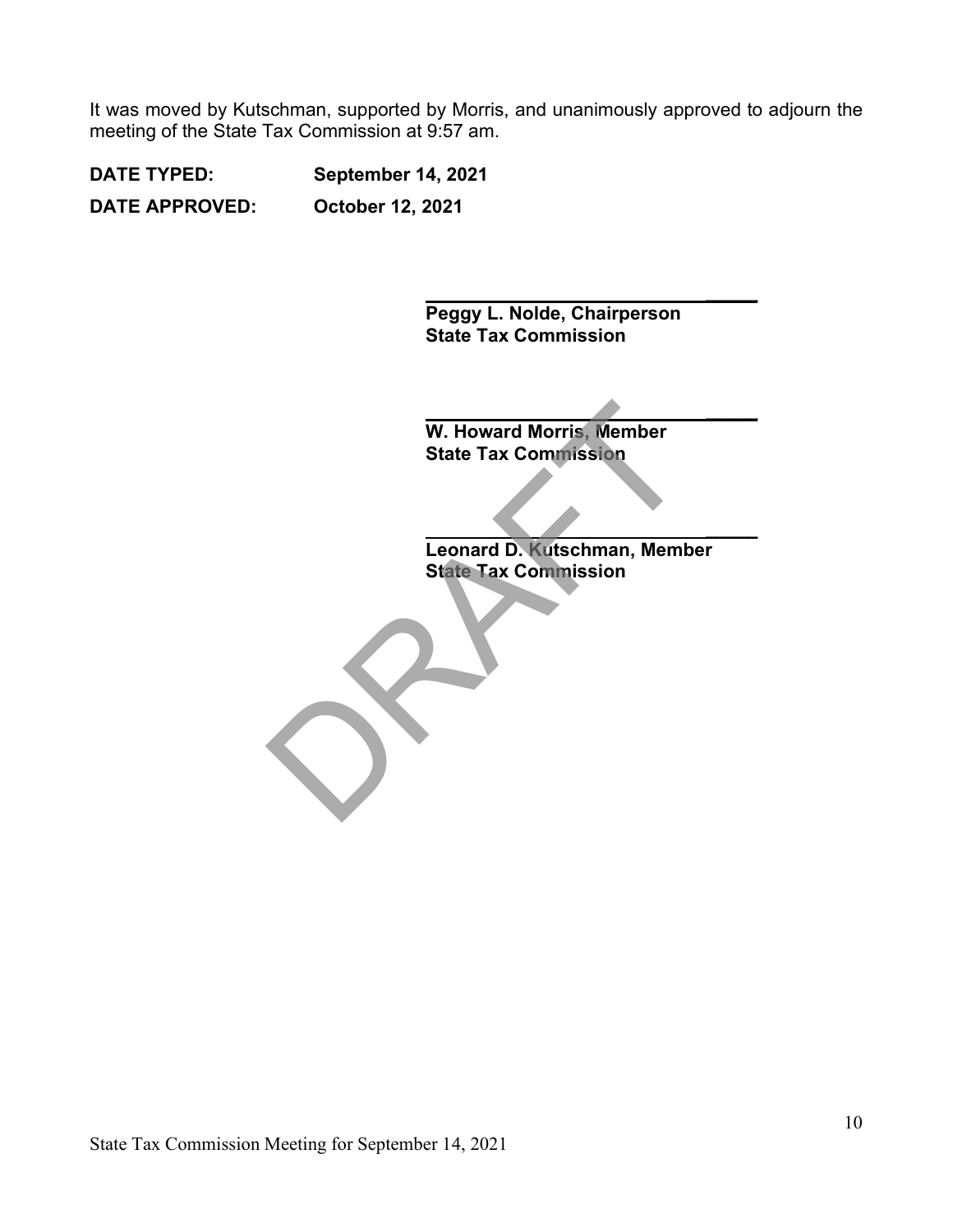It was moved by Kutschman, supported by Morris, and unanimously approved to adjourn the meeting of the State Tax Commission at 9:57 am.

**DATE TYPED:** **September 14, 2021**

**DATE APPROVED:** **October 12, 2021**

**Peggy L. Nolde, Chairperson**
**State Tax Commission**

**W. Howard Morris, Member**
**State Tax Commission**

**Leonard D. Kutschman, Member**
**State Tax Commission**

DRAFT